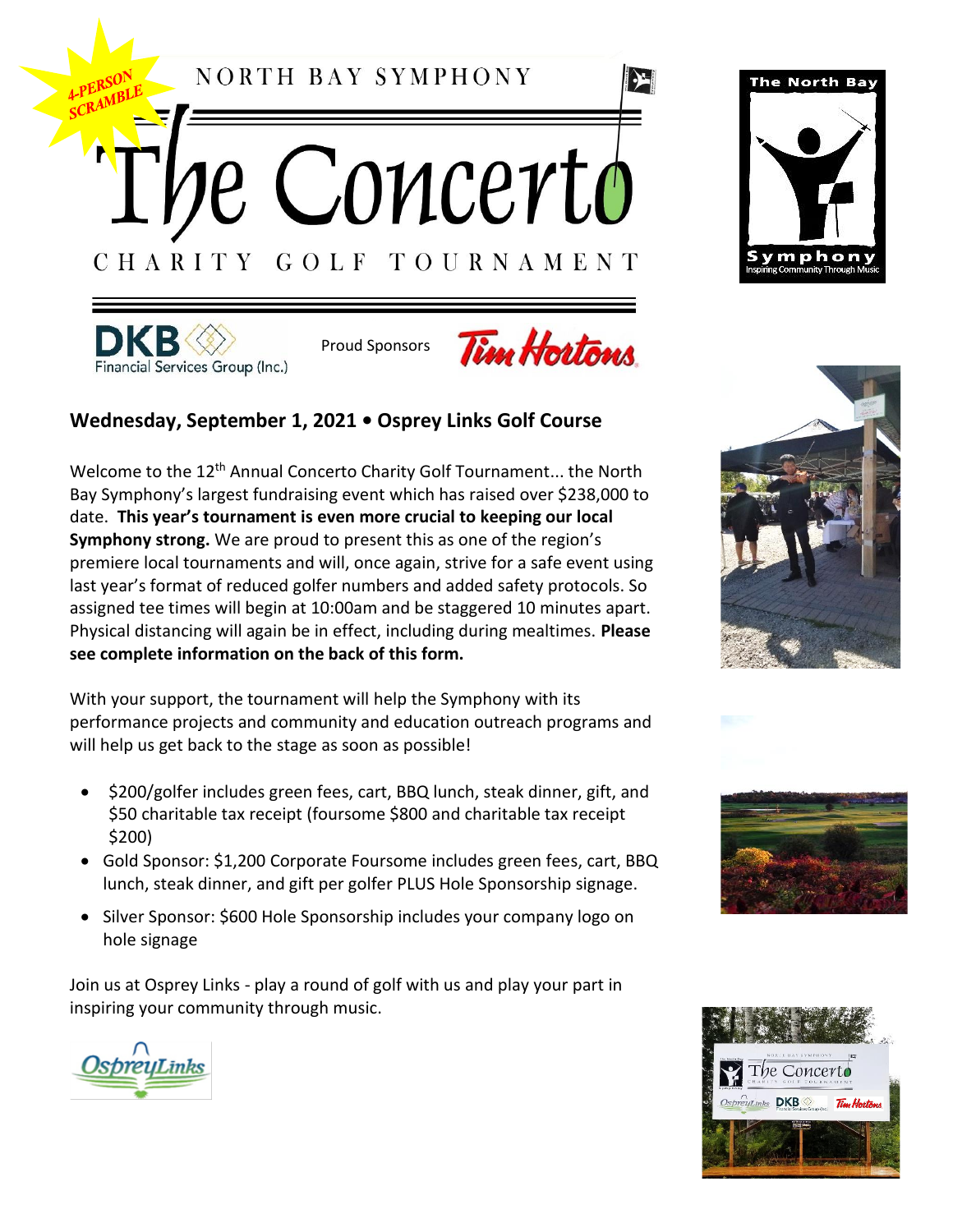4-PERSON SCRAMBLE

NORTH BAY SYMPHONY

# The Concerto

## CHARITY GOLF TOURNAMENT

Proud Sponsors

**Wednesday, September 1, 2021 • Osprey Links Golf Course**

Welcome to the 12th Annual Concerto Charity Golf Tournament... the North Bay Symphony's largest fundraising event which has raised over $238,000 to date. **This year's tournament is even more crucial to keeping our local Symphony strong.** We are proud to present this as one of the region's premiere local tournaments and will, once again, strive for a safe event using last year's format of reduced golfer numbers and added safety protocols. So assigned tee times will begin at 10:00am and be staggered 10 minutes apart. Physical distancing will again be in effect, including during mealtimes. **Please see complete information on the back of this form.**

With your support, the tournament will help the Symphony with its performance projects and community and education outreach programs and will help us get back to the stage as soon as possible!

- $200/golfer includes green fees, cart, BBQ lunch, steak dinner, gift, and $50 charitable tax receipt (foursome $800 and charitable tax receipt $200)
- Gold Sponsor: $1,200 Corporate Foursome includes green fees, cart, BBQ lunch, steak dinner, and gift per golfer PLUS Hole Sponsorship signage.
- Silver Sponsor: $600 Hole Sponsorship includes your company logo on hole signage

Join us at Osprey Links - play a round of golf with us and play your part in inspiring your community through music.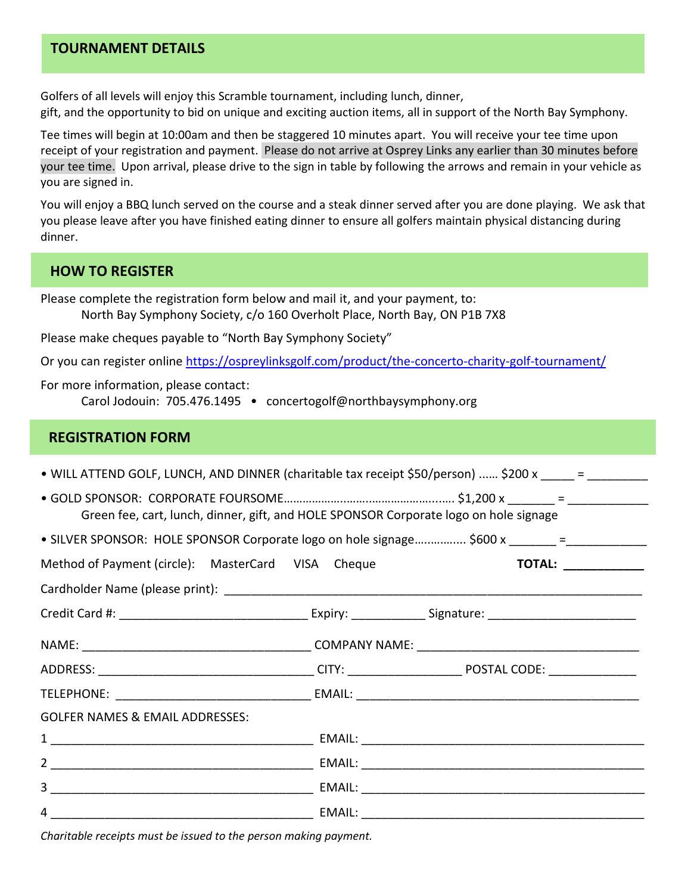## TOURNAMENT DETAILS

Golfers of all levels will enjoy this Scramble tournament, including lunch, dinner, gift, and the opportunity to bid on unique and exciting auction items, all in support of the North Bay Symphony.

Tee times will begin at 10:00am and then be staggered 10 minutes apart. You will receive your tee time upon receipt of your registration and payment. Please do not arrive at Osprey Links any earlier than 30 minutes before your tee time. Upon arrival, please drive to the sign in table by following the arrows and remain in your vehicle as you are signed in.

You will enjoy a BBQ lunch served on the course and a steak dinner served after you are done playing. We ask that you please leave after you have finished eating dinner to ensure all golfers maintain physical distancing during dinner.

## HOW TO REGISTER

Please complete the registration form below and mail it, and your payment, to:
North Bay Symphony Society, c/o 160 Overholt Place, North Bay, ON P1B 7X8

Please make cheques payable to "North Bay Symphony Society"

Or you can register online https://ospreylinksgolf.com/product/the-concerto-charity-golf-tournament/

For more information, please contact:
Carol Jodouin: 705.476.1495 • concertogolf@northbaysymphony.org

## REGISTRATION FORM

- WILL ATTEND GOLF, LUNCH, AND DINNER (charitable tax receipt $50/person) ...... $200 x _____ = _________
- GOLD SPONSOR: CORPORATE FOURSOME.................................................. $1,200 x _______ = ____________
  Green fee, cart, lunch, dinner, gift, and HOLE SPONSOR Corporate logo on hole signage
- SILVER SPONSOR: HOLE SPONSOR Corporate logo on hole signage................ $600 x _______ =____________

Method of Payment (circle): MasterCard VISA Cheque **TOTAL:** ____________

Cardholder Name (please print): ________________________________________________________________

Credit Card #: ____________________________ Expiry: ___________ Signature: ______________________

NAME: __________________________________ COMPANY NAME: _________________________________

ADDRESS: ________________________________ CITY: _________________ POSTAL CODE: _____________

TELEPHONE: _____________________________ EMAIL: ___________________________________________

GOLFER NAMES & EMAIL ADDRESSES:

1 ________________________________________ EMAIL: ___________________________________________

2 ________________________________________ EMAIL: ___________________________________________

3 ________________________________________ EMAIL: ___________________________________________

4 ________________________________________ EMAIL: ___________________________________________

*Charitable receipts must be issued to the person making payment.*